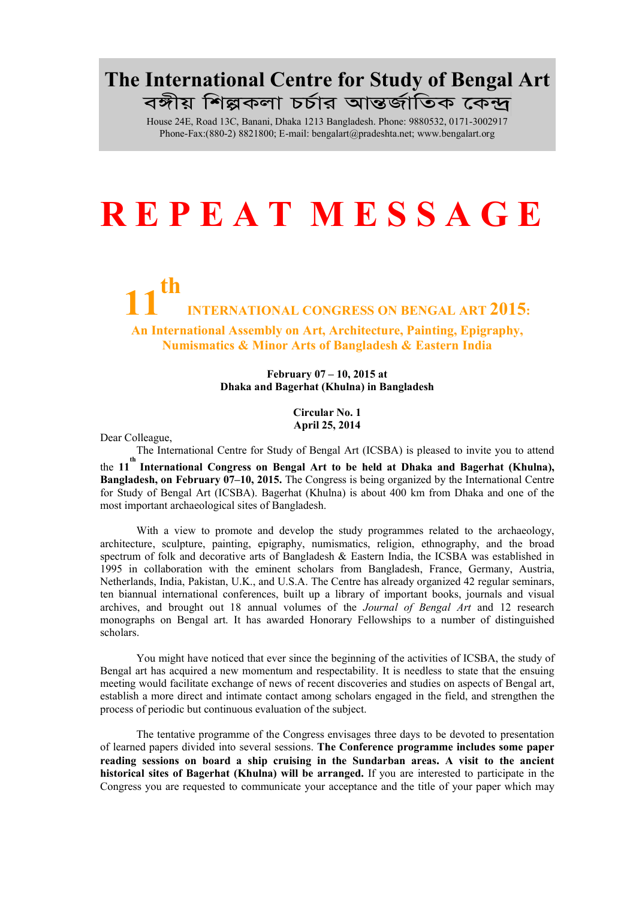# The International Centre for Study of Bengal Art

## বঙ্গীয় শিল্পকলা চর্চার আন্তর্জাতিক কেন্দ্র

House 24E, Road 13C, Banani, Dhaka 1213 Bangladesh. Phone: 9880532, 0171-3002917
Phone-Fax:(880-2) 8821800; E-mail: bengalart@pradeshta.net; www.bengalart.org

# R E P E A T M E S S A G E

## 11th INTERNATIONAL CONGRESS ON BENGAL ART 2015:

### An International Assembly on Art, Architecture, Painting, Epigraphy, Numismatics & Minor Arts of Bangladesh & Eastern India

**February 07 – 10, 2015 at**
**Dhaka and Bagerhat (Khulna) in Bangladesh**

**Circular No. 1**
**April 25, 2014**

Dear Colleague,

The International Centre for Study of Bengal Art (ICSBA) is pleased to invite you to attend the **11th International Congress on Bengal Art to be held at Dhaka and Bagerhat (Khulna), Bangladesh, on February 07–10, 2015.** The Congress is being organized by the International Centre for Study of Bengal Art (ICSBA). Bagerhat (Khulna) is about 400 km from Dhaka and one of the most important archaeological sites of Bangladesh.

With a view to promote and develop the study programmes related to the archaeology, architecture, sculpture, painting, epigraphy, numismatics, religion, ethnography, and the broad spectrum of folk and decorative arts of Bangladesh & Eastern India, the ICSBA was established in 1995 in collaboration with the eminent scholars from Bangladesh, France, Germany, Austria, Netherlands, India, Pakistan, U.K., and U.S.A. The Centre has already organized 42 regular seminars, ten biannual international conferences, built up a library of important books, journals and visual archives, and brought out 18 annual volumes of the *Journal of Bengal Art* and 12 research monographs on Bengal art. It has awarded Honorary Fellowships to a number of distinguished scholars.

You might have noticed that ever since the beginning of the activities of ICSBA, the study of Bengal art has acquired a new momentum and respectability. It is needless to state that the ensuing meeting would facilitate exchange of news of recent discoveries and studies on aspects of Bengal art, establish a more direct and intimate contact among scholars engaged in the field, and strengthen the process of periodic but continuous evaluation of the subject.

The tentative programme of the Congress envisages three days to be devoted to presentation of learned papers divided into several sessions. **The Conference programme includes some paper reading sessions on board a ship cruising in the Sundarban areas. A visit to the ancient historical sites of Bagerhat (Khulna) will be arranged.** If you are interested to participate in the Congress you are requested to communicate your acceptance and the title of your paper which may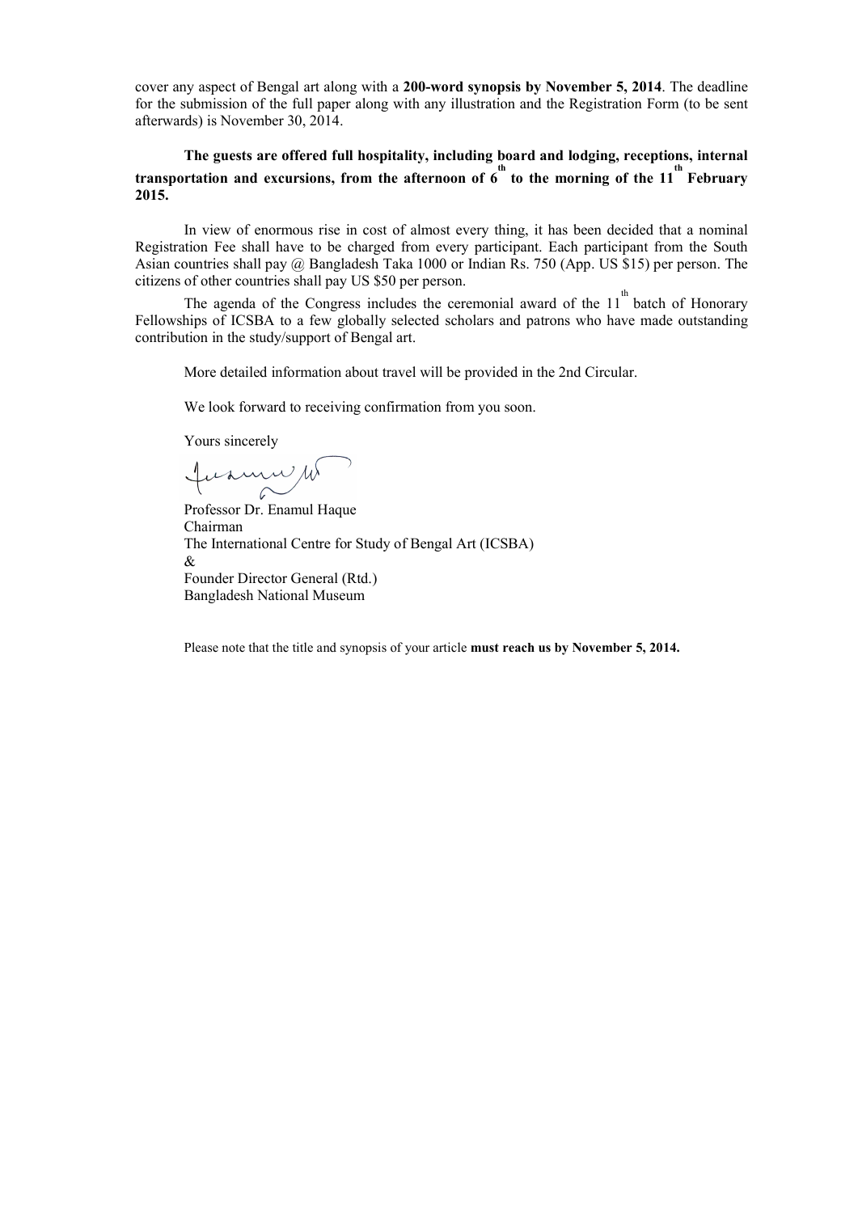cover any aspect of Bengal art along with a **200-word synopsis by November 5, 2014**. The deadline for the submission of the full paper along with any illustration and the Registration Form (to be sent afterwards) is November 30, 2014.

**The guests are offered full hospitality, including board and lodging, receptions, internal transportation and excursions, from the afternoon of 6th to the morning of the 11th February 2015.**

In view of enormous rise in cost of almost every thing, it has been decided that a nominal Registration Fee shall have to be charged from every participant. Each participant from the South Asian countries shall pay @ Bangladesh Taka 1000 or Indian Rs. 750 (App. US $15) per person. The citizens of other countries shall pay US $50 per person.

The agenda of the Congress includes the ceremonial award of the 11th batch of Honorary Fellowships of ICSBA to a few globally selected scholars and patrons who have made outstanding contribution in the study/support of Bengal art.

More detailed information about travel will be provided in the 2nd Circular.

We look forward to receiving confirmation from you soon.

Yours sincerely

Professor Dr. Enamul Haque
Chairman
The International Centre for Study of Bengal Art (ICSBA)
&
Founder Director General (Rtd.)
Bangladesh National Museum

Please note that the title and synopsis of your article **must reach us by November 5, 2014.**